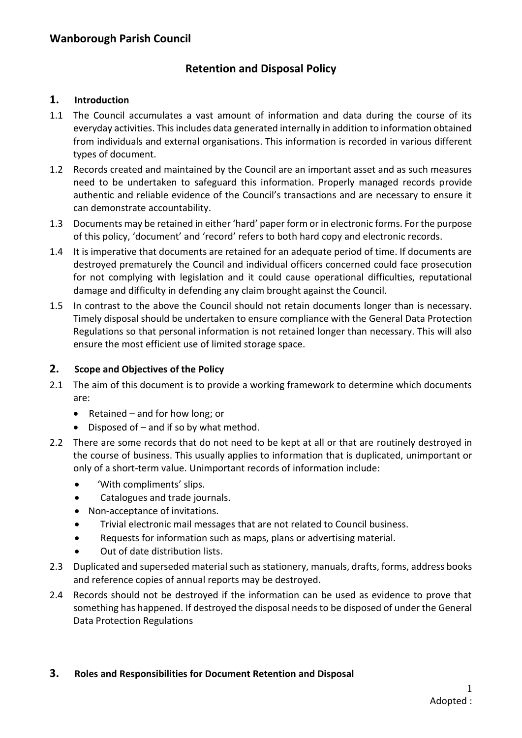## Wanborough Parish Council

# Retention and Disposal Policy

## 1. Introduction

1.1 The Council accumulates a vast amount of information and data during the course of its everyday activities. This includes data generated internally in addition to information obtained from individuals and external organisations. This information is recorded in various different types of document.

1.2 Records created and maintained by the Council are an important asset and as such measures need to be undertaken to safeguard this information. Properly managed records provide authentic and reliable evidence of the Council's transactions and are necessary to ensure it can demonstrate accountability.

1.3 Documents may be retained in either 'hard' paper form or in electronic forms. For the purpose of this policy, 'document' and 'record' refers to both hard copy and electronic records.

1.4 It is imperative that documents are retained for an adequate period of time. If documents are destroyed prematurely the Council and individual officers concerned could face prosecution for not complying with legislation and it could cause operational difficulties, reputational damage and difficulty in defending any claim brought against the Council.

1.5 In contrast to the above the Council should not retain documents longer than is necessary. Timely disposal should be undertaken to ensure compliance with the General Data Protection Regulations so that personal information is not retained longer than necessary. This will also ensure the most efficient use of limited storage space.

## 2. Scope and Objectives of the Policy

2.1 The aim of this document is to provide a working framework to determine which documents are:

- Retained – and for how long; or
- Disposed of – and if so by what method.

2.2 There are some records that do not need to be kept at all or that are routinely destroyed in the course of business. This usually applies to information that is duplicated, unimportant or only of a short-term value. Unimportant records of information include:

- 'With compliments' slips.
- Catalogues and trade journals.
- Non-acceptance of invitations.
- Trivial electronic mail messages that are not related to Council business.
- Requests for information such as maps, plans or advertising material.
- Out of date distribution lists.

2.3 Duplicated and superseded material such as stationery, manuals, drafts, forms, address books and reference copies of annual reports may be destroyed.

2.4 Records should not be destroyed if the information can be used as evidence to prove that something has happened. If destroyed the disposal needs to be disposed of under the General Data Protection Regulations

## 3. Roles and Responsibilities for Document Retention and Disposal

Adopted :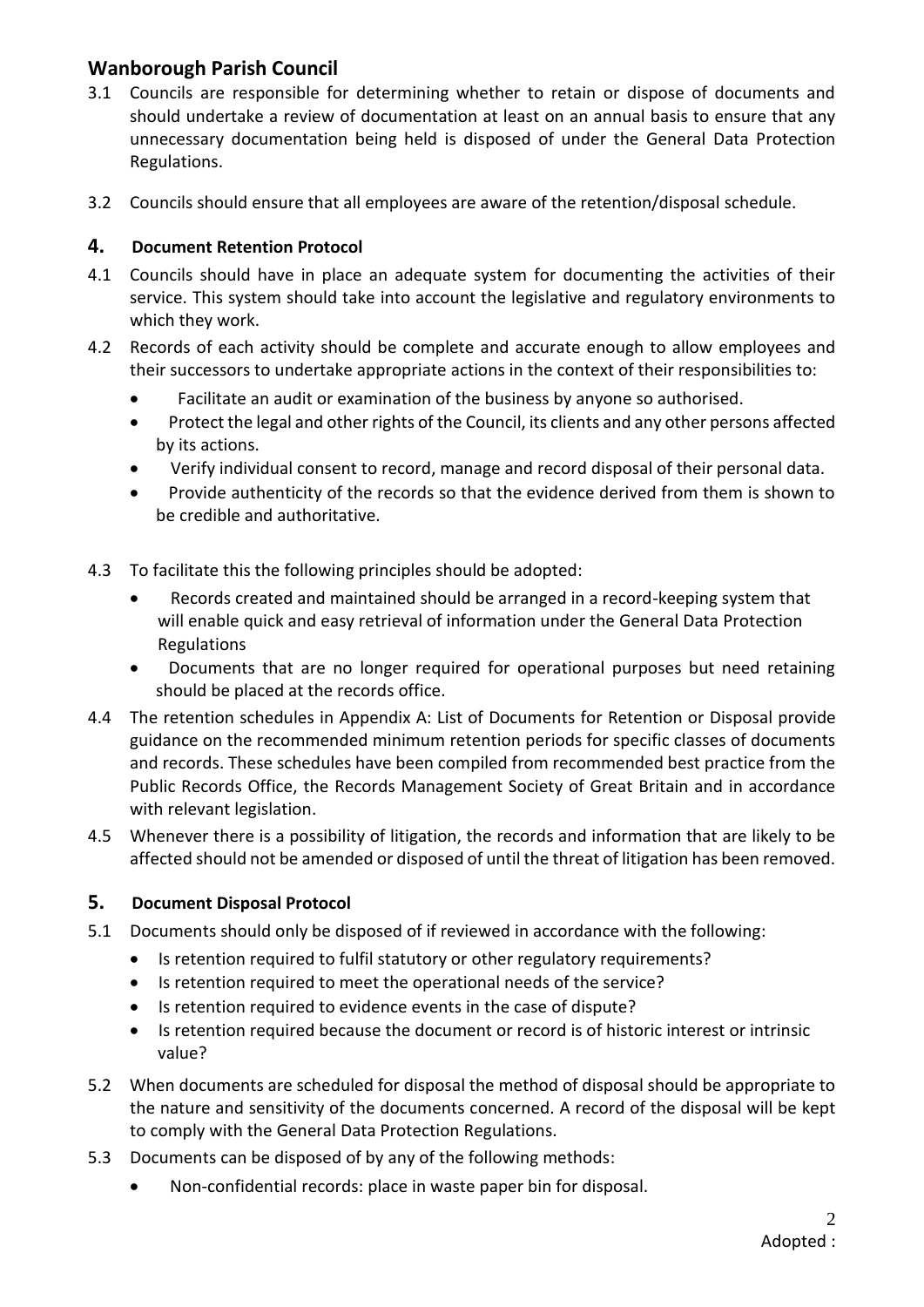3.1 Councils are responsible for determining whether to retain or dispose of documents and should undertake a review of documentation at least on an annual basis to ensure that any unnecessary documentation being held is disposed of under the General Data Protection Regulations.

3.2 Councils should ensure that all employees are aware of the retention/disposal schedule.

## 4. Document Retention Protocol

4.1 Councils should have in place an adequate system for documenting the activities of their service. This system should take into account the legislative and regulatory environments to which they work.

4.2 Records of each activity should be complete and accurate enough to allow employees and their successors to undertake appropriate actions in the context of their responsibilities to:

- Facilitate an audit or examination of the business by anyone so authorised.
- Protect the legal and other rights of the Council, its clients and any other persons affected by its actions.
- Verify individual consent to record, manage and record disposal of their personal data.
- Provide authenticity of the records so that the evidence derived from them is shown to be credible and authoritative.

4.3 To facilitate this the following principles should be adopted:

- Records created and maintained should be arranged in a record-keeping system that will enable quick and easy retrieval of information under the General Data Protection Regulations
- Documents that are no longer required for operational purposes but need retaining should be placed at the records office.

4.4 The retention schedules in Appendix A: List of Documents for Retention or Disposal provide guidance on the recommended minimum retention periods for specific classes of documents and records. These schedules have been compiled from recommended best practice from the Public Records Office, the Records Management Society of Great Britain and in accordance with relevant legislation.

4.5 Whenever there is a possibility of litigation, the records and information that are likely to be affected should not be amended or disposed of until the threat of litigation has been removed.

## 5. Document Disposal Protocol

5.1 Documents should only be disposed of if reviewed in accordance with the following:

- Is retention required to fulfil statutory or other regulatory requirements?
- Is retention required to meet the operational needs of the service?
- Is retention required to evidence events in the case of dispute?
- Is retention required because the document or record is of historic interest or intrinsic value?

5.2 When documents are scheduled for disposal the method of disposal should be appropriate to the nature and sensitivity of the documents concerned. A record of the disposal will be kept to comply with the General Data Protection Regulations.

5.3 Documents can be disposed of by any of the following methods:

- Non-confidential records: place in waste paper bin for disposal.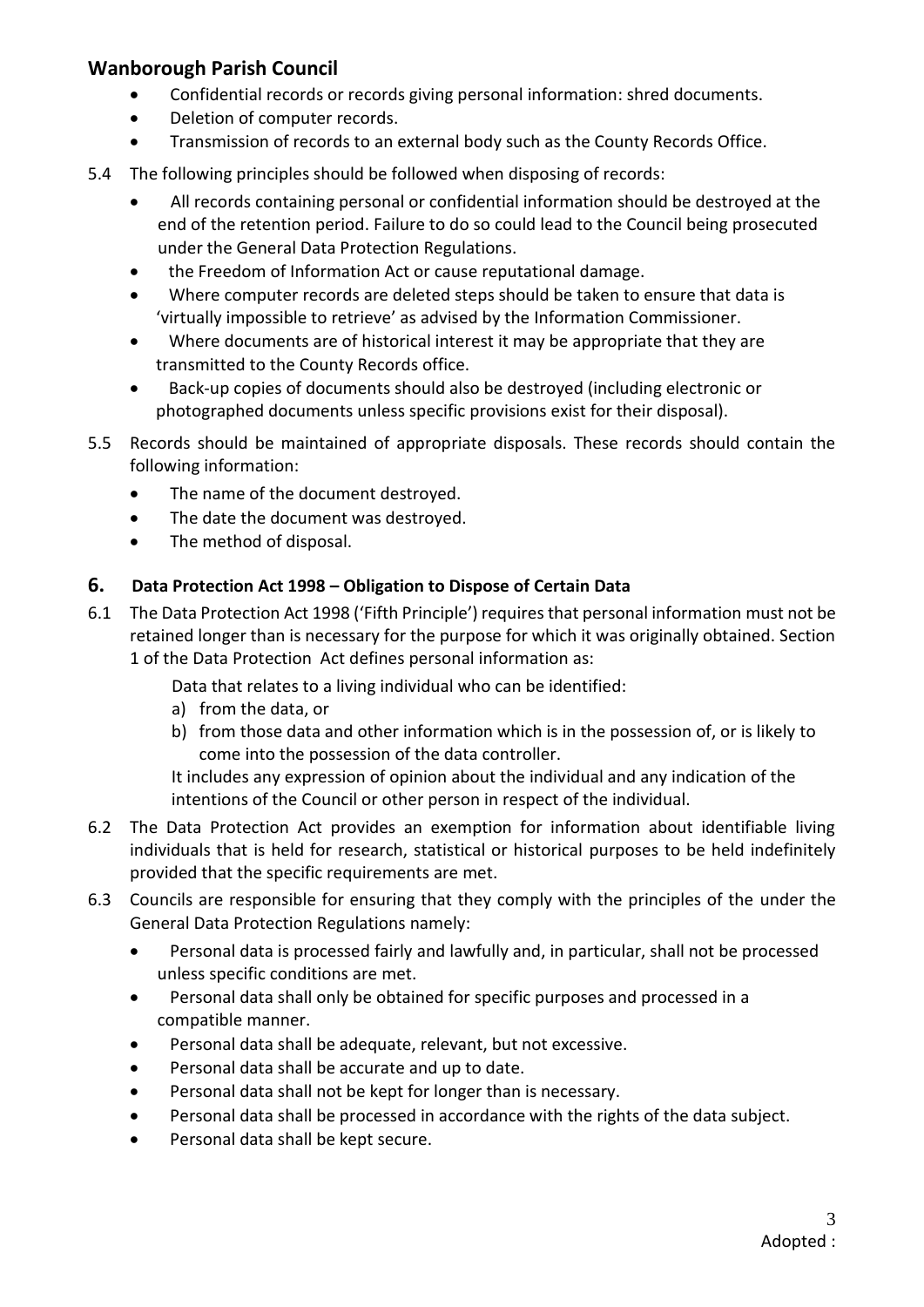- Confidential records or records giving personal information: shred documents.
- Deletion of computer records.
- Transmission of records to an external body such as the County Records Office.

5.4 The following principles should be followed when disposing of records:

- All records containing personal or confidential information should be destroyed at the end of the retention period. Failure to do so could lead to the Council being prosecuted under the General Data Protection Regulations.
- the Freedom of Information Act or cause reputational damage.
- Where computer records are deleted steps should be taken to ensure that data is 'virtually impossible to retrieve' as advised by the Information Commissioner.
- Where documents are of historical interest it may be appropriate that they are transmitted to the County Records office.
- Back-up copies of documents should also be destroyed (including electronic or photographed documents unless specific provisions exist for their disposal).

5.5 Records should be maintained of appropriate disposals. These records should contain the following information:

- The name of the document destroyed.
- The date the document was destroyed.
- The method of disposal.

## 6. Data Protection Act 1998 – Obligation to Dispose of Certain Data

6.1 The Data Protection Act 1998 ('Fifth Principle') requires that personal information must not be retained longer than is necessary for the purpose for which it was originally obtained. Section 1 of the Data Protection Act defines personal information as:

Data that relates to a living individual who can be identified:

a) from the data, or
b) from those data and other information which is in the possession of, or is likely to come into the possession of the data controller.

It includes any expression of opinion about the individual and any indication of the intentions of the Council or other person in respect of the individual.

6.2 The Data Protection Act provides an exemption for information about identifiable living individuals that is held for research, statistical or historical purposes to be held indefinitely provided that the specific requirements are met.

6.3 Councils are responsible for ensuring that they comply with the principles of the under the General Data Protection Regulations namely:

- Personal data is processed fairly and lawfully and, in particular, shall not be processed unless specific conditions are met.
- Personal data shall only be obtained for specific purposes and processed in a compatible manner.
- Personal data shall be adequate, relevant, but not excessive.
- Personal data shall be accurate and up to date.
- Personal data shall not be kept for longer than is necessary.
- Personal data shall be processed in accordance with the rights of the data subject.
- Personal data shall be kept secure.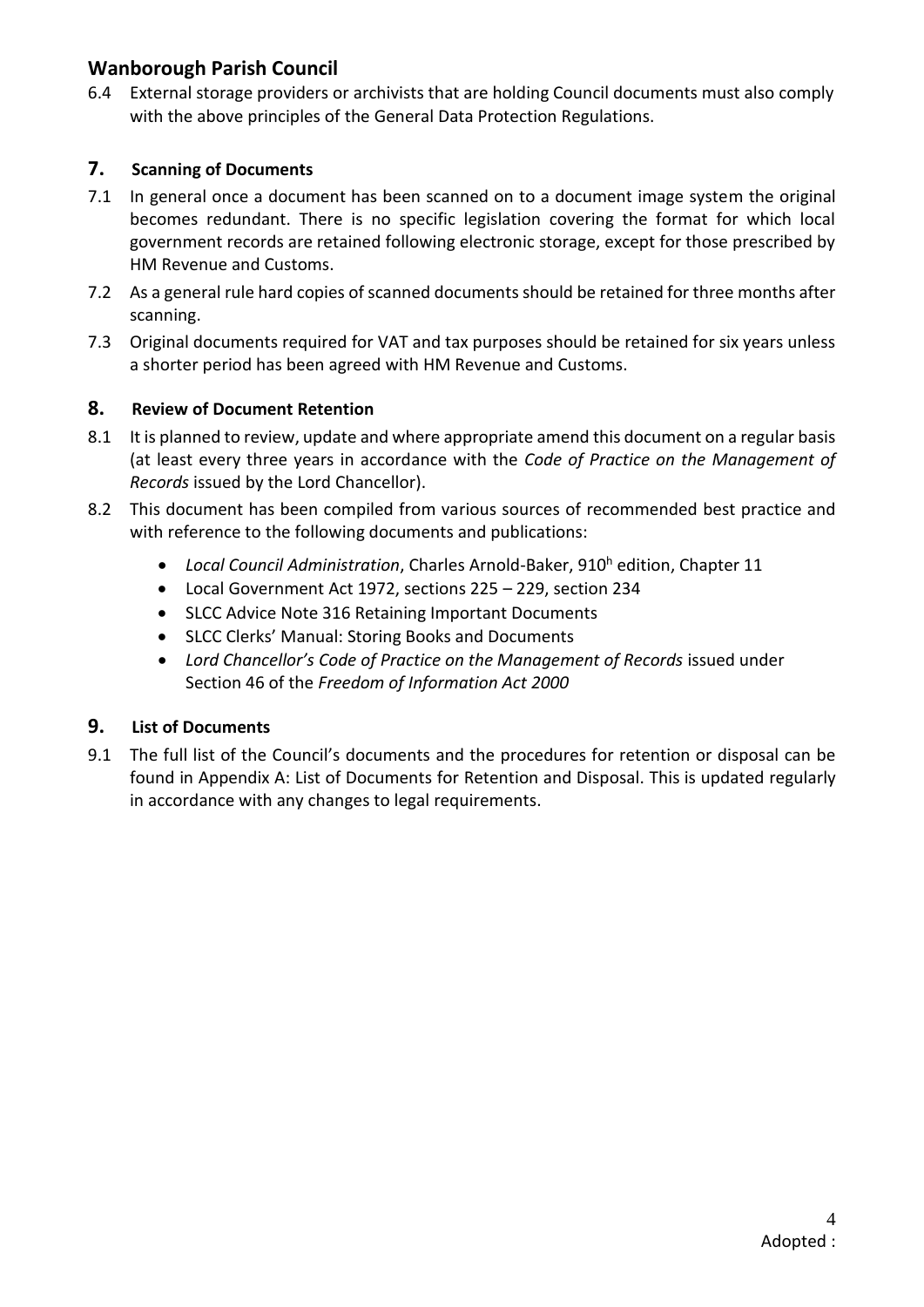6.4 External storage providers or archivists that are holding Council documents must also comply with the above principles of the General Data Protection Regulations.

## 7. Scanning of Documents

7.1 In general once a document has been scanned on to a document image system the original becomes redundant. There is no specific legislation covering the format for which local government records are retained following electronic storage, except for those prescribed by HM Revenue and Customs.

7.2 As a general rule hard copies of scanned documents should be retained for three months after scanning.

7.3 Original documents required for VAT and tax purposes should be retained for six years unless a shorter period has been agreed with HM Revenue and Customs.

## 8. Review of Document Retention

8.1 It is planned to review, update and where appropriate amend this document on a regular basis (at least every three years in accordance with the *Code of Practice on the Management of Records* issued by the Lord Chancellor).

8.2 This document has been compiled from various sources of recommended best practice and with reference to the following documents and publications:

- *Local Council Administration*, Charles Arnold-Baker, 910h edition, Chapter 11
- Local Government Act 1972, sections 225 – 229, section 234
- SLCC Advice Note 316 Retaining Important Documents
- SLCC Clerks' Manual: Storing Books and Documents
- *Lord Chancellor's Code of Practice on the Management of Records* issued under Section 46 of the *Freedom of Information Act 2000*

## 9. List of Documents

9.1 The full list of the Council's documents and the procedures for retention or disposal can be found in Appendix A: List of Documents for Retention and Disposal. This is updated regularly in accordance with any changes to legal requirements.

Adopted :